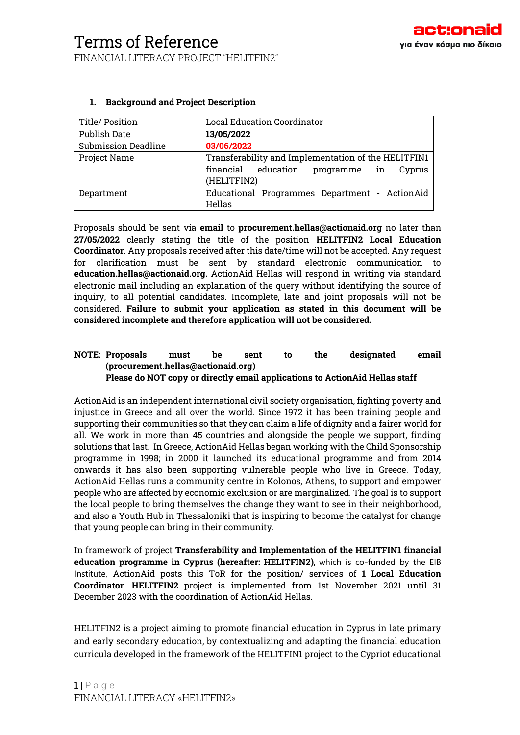# Terms of Reference

FINANCIAL LITERACY PROJECT "HELITFIN2"

## 1. Background and Project Description

| Title/ Position | Local Education Coordinator |
|---|---|
| Publish Date | **13/05/2022** |
| Submission Deadline | **03/06/2022** |
| Project Name | Transferability and Implementation of the HELITFIN1 financial education programme in Cyprus (HELITFIN2) |
| Department | Educational Programmes Department - ActionAid Hellas |

Proposals should be sent via **email** to **procurement.hellas@actionaid.org** no later than **27/05/2022** clearly stating the title of the position **HELITFIN2 Local Education Coordinator**. Any proposals received after this date/time will not be accepted. Any request for clarification must be sent by standard electronic communication to **education.hellas@actionaid.org.** ActionAid Hellas will respond in writing via standard electronic mail including an explanation of the query without identifying the source of inquiry, to all potential candidates. Incomplete, late and joint proposals will not be considered. **Failure to submit your application as stated in this document will be considered incomplete and therefore application will not be considered.**

**NOTE: Proposals must be sent to the designated email (procurement.hellas@actionaid.org)**
**Please do NOT copy or directly email applications to ActionAid Hellas staff**

ActionAid is an independent international civil society organisation, fighting poverty and injustice in Greece and all over the world. Since 1972 it has been training people and supporting their communities so that they can claim a life of dignity and a fairer world for all. We work in more than 45 countries and alongside the people we support, finding solutions that last. In Greece, ActionAid Hellas began working with the Child Sponsorship programme in 1998; in 2000 it launched its educational programme and from 2014 onwards it has also been supporting vulnerable people who live in Greece. Today, ActionAid Hellas runs a community centre in Kolonos, Athens, to support and empower people who are affected by economic exclusion or are marginalized. The goal is to support the local people to bring themselves the change they want to see in their neighborhood, and also a Youth Hub in Thessaloniki that is inspiring to become the catalyst for change that young people can bring in their community.

In framework of project **Transferability and Implementation of the HELITFIN1 financial education programme in Cyprus (hereafter: HELITFIN2),** which is co-funded by the EIB Institute, ActionAid posts this ToR for the position/ services of **1 Local Education Coordinator**. **HELITFIN2** project is implemented from 1st November 2021 until 31 December 2023 with the coordination of ActionAid Hellas.

HELITFIN2 is a project aiming to promote financial education in Cyprus in late primary and early secondary education, by contextualizing and adapting the financial education curricula developed in the framework of the HELITFIN1 project to the Cypriot educational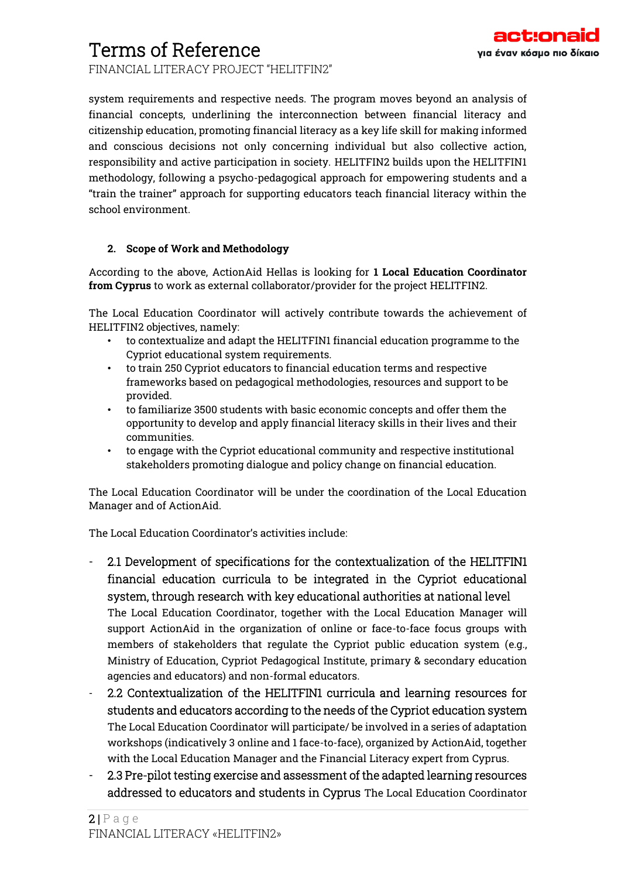system requirements and respective needs. The program moves beyond an analysis of financial concepts, underlining the interconnection between financial literacy and citizenship education, promoting financial literacy as a key life skill for making informed and conscious decisions not only concerning individual but also collective action, responsibility and active participation in society. HELITFIN2 builds upon the HELITFIN1 methodology, following a psycho-pedagogical approach for empowering students and a "train the trainer" approach for supporting educators teach financial literacy within the school environment.

## 2. Scope of Work and Methodology

According to the above, ActionAid Hellas is looking for **1 Local Education Coordinator from Cyprus** to work as external collaborator/provider for the project HELITFIN2.

The Local Education Coordinator will actively contribute towards the achievement of HELITFIN2 objectives, namely:

- to contextualize and adapt the HELITFIN1 financial education programme to the Cypriot educational system requirements.
- to train 250 Cypriot educators to financial education terms and respective frameworks based on pedagogical methodologies, resources and support to be provided.
- to familiarize 3500 students with basic economic concepts and offer them the opportunity to develop and apply financial literacy skills in their lives and their communities.
- to engage with the Cypriot educational community and respective institutional stakeholders promoting dialogue and policy change on financial education.

The Local Education Coordinator will be under the coordination of the Local Education Manager and of ActionAid.

The Local Education Coordinator's activities include:

- 2.1 Development of specifications for the contextualization of the HELITFIN1 financial education curricula to be integrated in the Cypriot educational system, through research with key educational authorities at national level
  The Local Education Coordinator, together with the Local Education Manager will support ActionAid in the organization of online or face-to-face focus groups with members of stakeholders that regulate the Cypriot public education system (e.g., Ministry of Education, Cypriot Pedagogical Institute, primary & secondary education agencies and educators) and non-formal educators.
- 2.2 Contextualization of the HELITFIN1 curricula and learning resources for students and educators according to the needs of the Cypriot education system
  The Local Education Coordinator will participate/ be involved in a series of adaptation workshops (indicatively 3 online and 1 face-to-face), organized by ActionAid, together with the Local Education Manager and the Financial Literacy expert from Cyprus.
- 2.3 Pre-pilot testing exercise and assessment of the adapted learning resources addressed to educators and students in Cyprus The Local Education Coordinator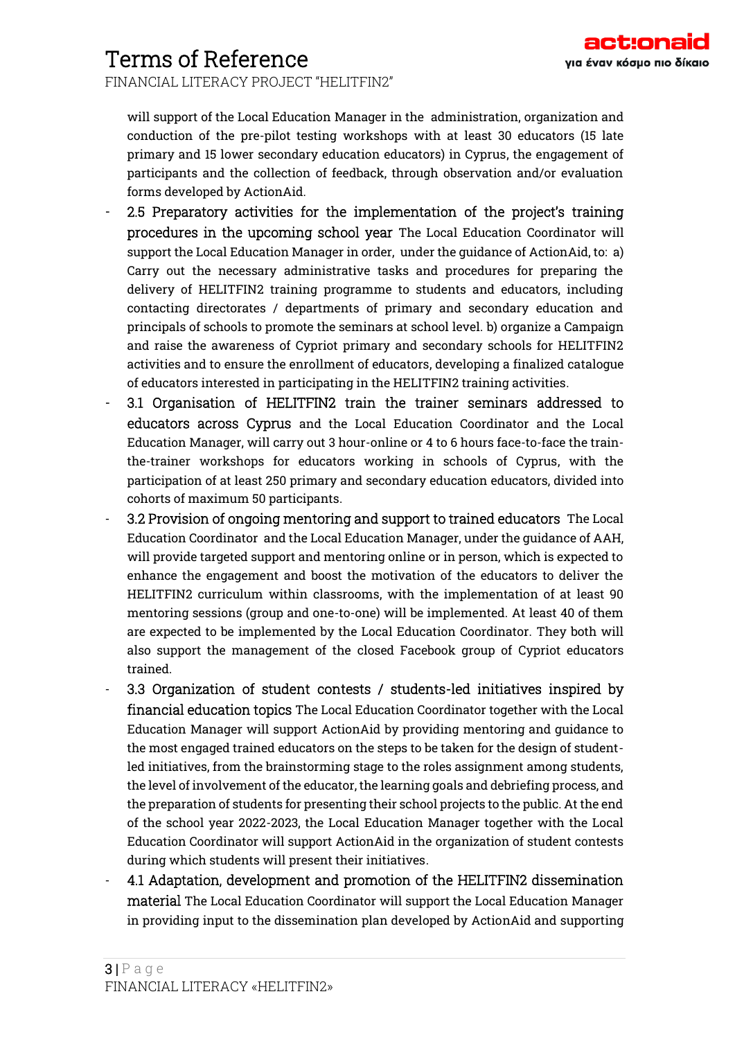will support of the Local Education Manager in the administration, organization and conduction of the pre-pilot testing workshops with at least 30 educators (15 late primary and 15 lower secondary education educators) in Cyprus, the engagement of participants and the collection of feedback, through observation and/or evaluation forms developed by ActionAid.

- 2.5 Preparatory activities for the implementation of the project's training procedures in the upcoming school year The Local Education Coordinator will support the Local Education Manager in order, under the guidance of ActionAid, to: a) Carry out the necessary administrative tasks and procedures for preparing the delivery of HELITFIN2 training programme to students and educators, including contacting directorates / departments of primary and secondary education and principals of schools to promote the seminars at school level. b) organize a Campaign and raise the awareness of Cypriot primary and secondary schools for HELITFIN2 activities and to ensure the enrollment of educators, developing a finalized catalogue of educators interested in participating in the HELITFIN2 training activities.
- 3.1 Organisation of HELITFIN2 train the trainer seminars addressed to educators across Cyprus and the Local Education Coordinator and the Local Education Manager, will carry out 3 hour-online or 4 to 6 hours face-to-face the train-the-trainer workshops for educators working in schools of Cyprus, with the participation of at least 250 primary and secondary education educators, divided into cohorts of maximum 50 participants.
- 3.2 Provision of ongoing mentoring and support to trained educators The Local Education Coordinator and the Local Education Manager, under the guidance of AAH, will provide targeted support and mentoring online or in person, which is expected to enhance the engagement and boost the motivation of the educators to deliver the HELITFIN2 curriculum within classrooms, with the implementation of at least 90 mentoring sessions (group and one-to-one) will be implemented. At least 40 of them are expected to be implemented by the Local Education Coordinator. They both will also support the management of the closed Facebook group of Cypriot educators trained.
- 3.3 Organization of student contests / students-led initiatives inspired by financial education topics The Local Education Coordinator together with the Local Education Manager will support ActionAid by providing mentoring and guidance to the most engaged trained educators on the steps to be taken for the design of student-led initiatives, from the brainstorming stage to the roles assignment among students, the level of involvement of the educator, the learning goals and debriefing process, and the preparation of students for presenting their school projects to the public. At the end of the school year 2022-2023, the Local Education Manager together with the Local Education Coordinator will support ActionAid in the organization of student contests during which students will present their initiatives.
- 4.1 Adaptation, development and promotion of the HELITFIN2 dissemination material The Local Education Coordinator will support the Local Education Manager in providing input to the dissemination plan developed by ActionAid and supporting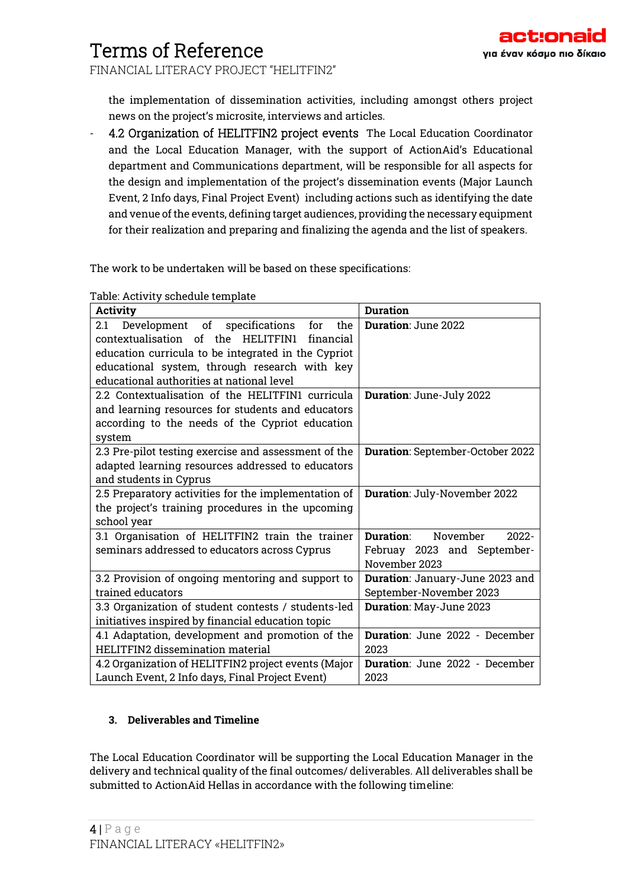the implementation of dissemination activities, including amongst others project news on the project's microsite, interviews and articles.

- 4.2 Organization of HELITFIN2 project events The Local Education Coordinator and the Local Education Manager, with the support of ActionAid's Educational department and Communications department, will be responsible for all aspects for the design and implementation of the project's dissemination events (Major Launch Event, 2 Info days, Final Project Event) including actions such as identifying the date and venue of the events, defining target audiences, providing the necessary equipment for their realization and preparing and finalizing the agenda and the list of speakers.

The work to be undertaken will be based on these specifications:

Table: Activity schedule template

| Activity | Duration |
|---|---|
| 2.1 Development of specifications for the contextualisation of the HELITFIN1 financial education curricula to be integrated in the Cypriot educational system, through research with key educational authorities at national level | **Duration**: June 2022 |
| 2.2 Contextualisation of the HELITFIN1 curricula and learning resources for students and educators according to the needs of the Cypriot education system | **Duration**: June-July 2022 |
| 2.3 Pre-pilot testing exercise and assessment of the adapted learning resources addressed to educators and students in Cyprus | **Duration**: September-October 2022 |
| 2.5 Preparatory activities for the implementation of the project's training procedures in the upcoming school year | **Duration**: July-November 2022 |
| 3.1 Organisation of HELITFIN2 train the trainer seminars addressed to educators across Cyprus | **Duration**: November 2022-Febuary 2023 and September-November 2023 |
| 3.2 Provision of ongoing mentoring and support to trained educators | **Duration**: January-June 2023 and September-November 2023 |
| 3.3 Organization of student contests / students-led initiatives inspired by financial education topic | **Duration**: May-June 2023 |
| 4.1 Adaptation, development and promotion of the HELITFIN2 dissemination material | **Duration**: June 2022 - December 2023 |
| 4.2 Organization of HELITFIN2 project events (Major Launch Event, 2 Info days, Final Project Event) | **Duration**: June 2022 - December 2023 |

## 3. Deliverables and Timeline

The Local Education Coordinator will be supporting the Local Education Manager in the delivery and technical quality of the final outcomes/ deliverables. All deliverables shall be submitted to ActionAid Hellas in accordance with the following timeline: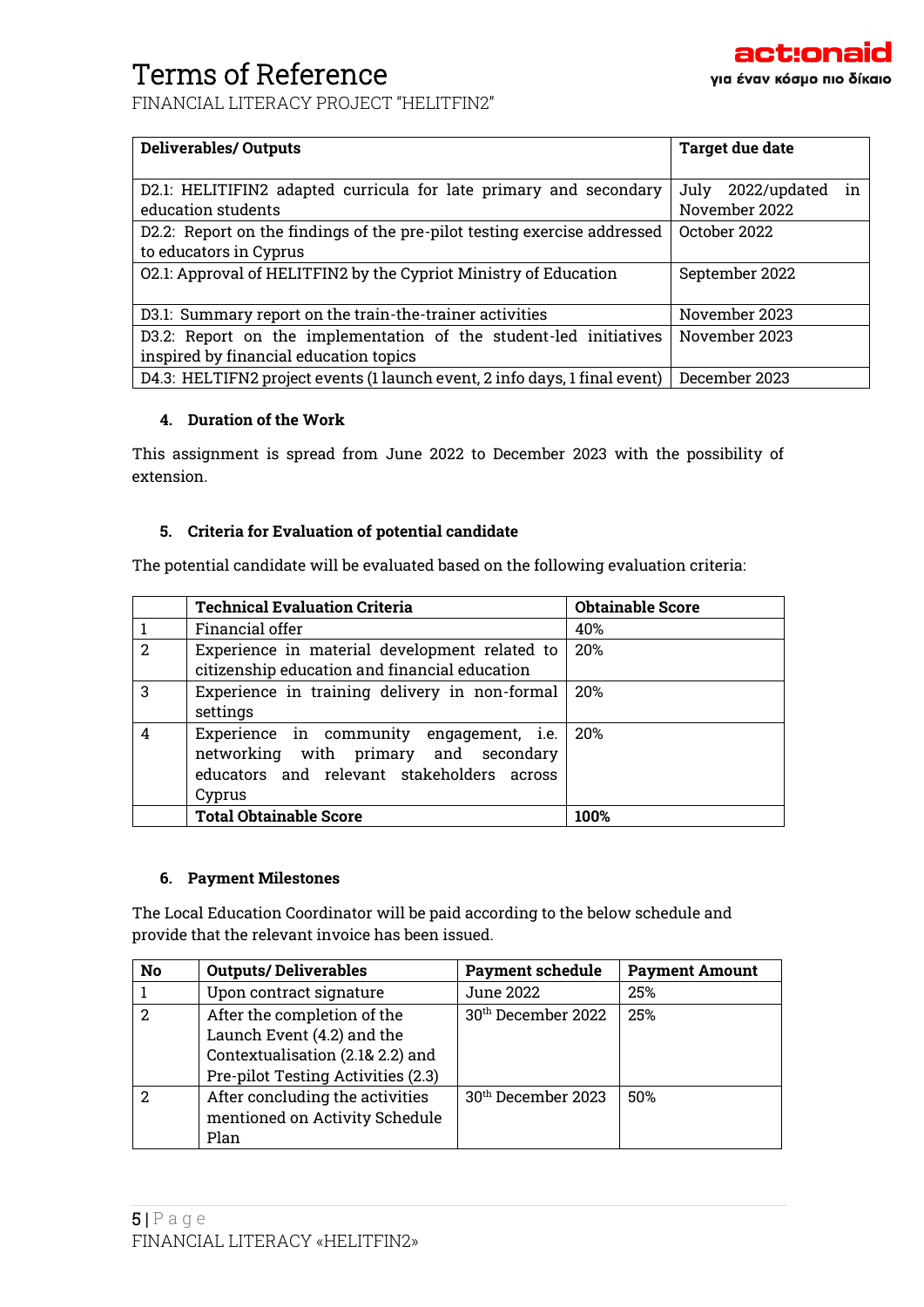| Deliverables/ Outputs | Target due date |
|---|---|
| D2.1: HELITIFIN2 adapted curricula for late primary and secondary education students | July 2022/updated in November 2022 |
| D2.2: Report on the findings of the pre-pilot testing exercise addressed to educators in Cyprus | October 2022 |
| O2.1: Approval of HELITFIN2 by the Cypriot Ministry of Education | September 2022 |
| D3.1: Summary report on the train-the-trainer activities | November 2023 |
| D3.2: Report on the implementation of the student-led initiatives inspired by financial education topics | November 2023 |
| D4.3: HELTIFN2 project events (1 launch event, 2 info days, 1 final event) | December 2023 |

#### 4. Duration of the Work

This assignment is spread from June 2022 to December 2023 with the possibility of extension.

#### 5. Criteria for Evaluation of potential candidate

The potential candidate will be evaluated based on the following evaluation criteria:

| | Technical Evaluation Criteria | Obtainable Score |
|---|---|---|
| 1 | Financial offer | 40% |
| 2 | Experience in material development related to citizenship education and financial education | 20% |
| 3 | Experience in training delivery in non-formal settings | 20% |
| 4 | Experience in community engagement, i.e. networking with primary and secondary educators and relevant stakeholders across Cyprus | 20% |
| | **Total Obtainable Score** | **100%** |

#### 6. Payment Milestones

The Local Education Coordinator will be paid according to the below schedule and provide that the relevant invoice has been issued.

| No | Outputs/ Deliverables | Payment schedule | Payment Amount |
|---|---|---|---|
| 1 | Upon contract signature | June 2022 | 25% |
| 2 | After the completion of the Launch Event (4.2) and the Contextualisation (2.1& 2.2) and Pre-pilot Testing Activities (2.3) | 30th December 2022 | 25% |
| 2 | After concluding the activities mentioned on Activity Schedule Plan | 30th December 2023 | 50% |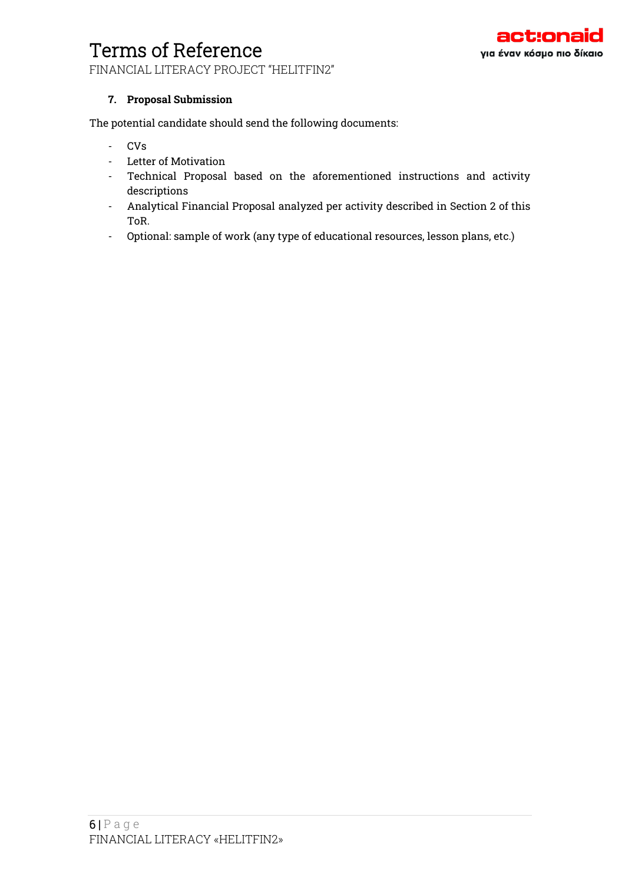### 7. Proposal Submission

The potential candidate should send the following documents:

- CVs
- Letter of Motivation
- Technical Proposal based on the aforementioned instructions and activity descriptions
- Analytical Financial Proposal analyzed per activity described in Section 2 of this ToR.
- Optional: sample of work (any type of educational resources, lesson plans, etc.)